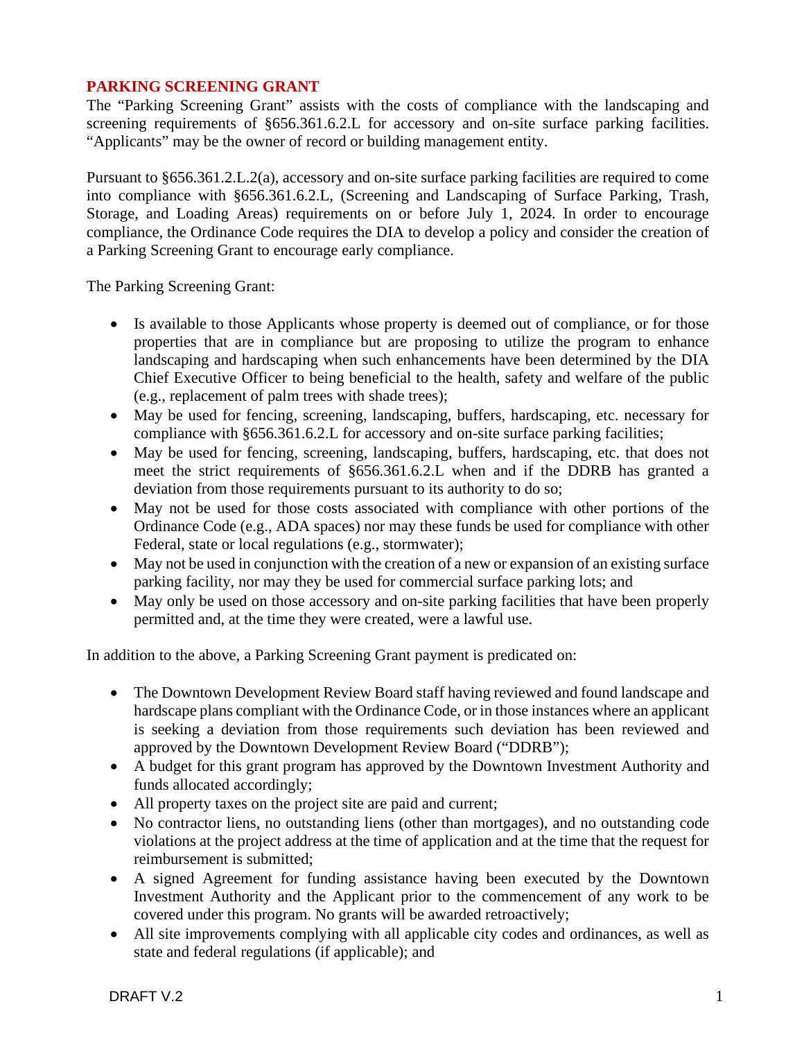## PARKING SCREENING GRANT

The "Parking Screening Grant" assists with the costs of compliance with the landscaping and screening requirements of §656.361.6.2.L for accessory and on-site surface parking facilities. "Applicants" may be the owner of record or building management entity.

Pursuant to §656.361.2.L.2(a), accessory and on-site surface parking facilities are required to come into compliance with §656.361.6.2.L, (Screening and Landscaping of Surface Parking, Trash, Storage, and Loading Areas) requirements on or before July 1, 2024. In order to encourage compliance, the Ordinance Code requires the DIA to develop a policy and consider the creation of a Parking Screening Grant to encourage early compliance.

The Parking Screening Grant:

- Is available to those Applicants whose property is deemed out of compliance, or for those properties that are in compliance but are proposing to utilize the program to enhance landscaping and hardscaping when such enhancements have been determined by the DIA Chief Executive Officer to being beneficial to the health, safety and welfare of the public (e.g., replacement of palm trees with shade trees);
- May be used for fencing, screening, landscaping, buffers, hardscaping, etc. necessary for compliance with §656.361.6.2.L for accessory and on-site surface parking facilities;
- May be used for fencing, screening, landscaping, buffers, hardscaping, etc. that does not meet the strict requirements of §656.361.6.2.L when and if the DDRB has granted a deviation from those requirements pursuant to its authority to do so;
- May not be used for those costs associated with compliance with other portions of the Ordinance Code (e.g., ADA spaces) nor may these funds be used for compliance with other Federal, state or local regulations (e.g., stormwater);
- May not be used in conjunction with the creation of a new or expansion of an existing surface parking facility, nor may they be used for commercial surface parking lots; and
- May only be used on those accessory and on-site parking facilities that have been properly permitted and, at the time they were created, were a lawful use.

In addition to the above, a Parking Screening Grant payment is predicated on:

- The Downtown Development Review Board staff having reviewed and found landscape and hardscape plans compliant with the Ordinance Code, or in those instances where an applicant is seeking a deviation from those requirements such deviation has been reviewed and approved by the Downtown Development Review Board ("DDRB");
- A budget for this grant program has approved by the Downtown Investment Authority and funds allocated accordingly;
- All property taxes on the project site are paid and current;
- No contractor liens, no outstanding liens (other than mortgages), and no outstanding code violations at the project address at the time of application and at the time that the request for reimbursement is submitted;
- A signed Agreement for funding assistance having been executed by the Downtown Investment Authority and the Applicant prior to the commencement of any work to be covered under this program. No grants will be awarded retroactively;
- All site improvements complying with all applicable city codes and ordinances, as well as state and federal regulations (if applicable); and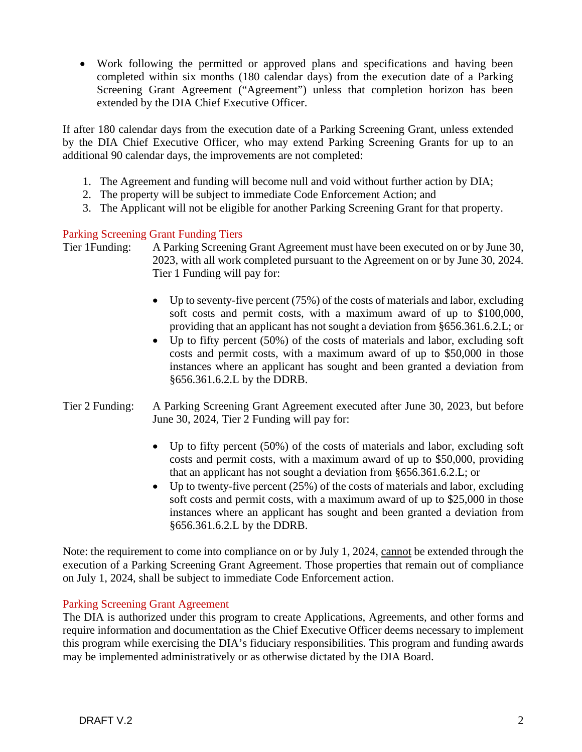- Work following the permitted or approved plans and specifications and having been completed within six months (180 calendar days) from the execution date of a Parking Screening Grant Agreement ("Agreement") unless that completion horizon has been extended by the DIA Chief Executive Officer.

If after 180 calendar days from the execution date of a Parking Screening Grant, unless extended by the DIA Chief Executive Officer, who may extend Parking Screening Grants for up to an additional 90 calendar days, the improvements are not completed:

1. The Agreement and funding will become null and void without further action by DIA;
2. The property will be subject to immediate Code Enforcement Action; and
3. The Applicant will not be eligible for another Parking Screening Grant for that property.

## Parking Screening Grant Funding Tiers

Tier 1Funding: A Parking Screening Grant Agreement must have been executed on or by June 30, 2023, with all work completed pursuant to the Agreement on or by June 30, 2024. Tier 1 Funding will pay for:

- Up to seventy-five percent (75%) of the costs of materials and labor, excluding soft costs and permit costs, with a maximum award of up to $100,000, providing that an applicant has not sought a deviation from §656.361.6.2.L; or
- Up to fifty percent (50%) of the costs of materials and labor, excluding soft costs and permit costs, with a maximum award of up to $50,000 in those instances where an applicant has sought and been granted a deviation from §656.361.6.2.L by the DDRB.

Tier 2 Funding: A Parking Screening Grant Agreement executed after June 30, 2023, but before June 30, 2024, Tier 2 Funding will pay for:

- Up to fifty percent (50%) of the costs of materials and labor, excluding soft costs and permit costs, with a maximum award of up to $50,000, providing that an applicant has not sought a deviation from §656.361.6.2.L; or
- Up to twenty-five percent (25%) of the costs of materials and labor, excluding soft costs and permit costs, with a maximum award of up to $25,000 in those instances where an applicant has sought and been granted a deviation from §656.361.6.2.L by the DDRB.

Note: the requirement to come into compliance on or by July 1, 2024, cannot be extended through the execution of a Parking Screening Grant Agreement. Those properties that remain out of compliance on July 1, 2024, shall be subject to immediate Code Enforcement action.

## Parking Screening Grant Agreement

The DIA is authorized under this program to create Applications, Agreements, and other forms and require information and documentation as the Chief Executive Officer deems necessary to implement this program while exercising the DIA's fiduciary responsibilities. This program and funding awards may be implemented administratively or as otherwise dictated by the DIA Board.